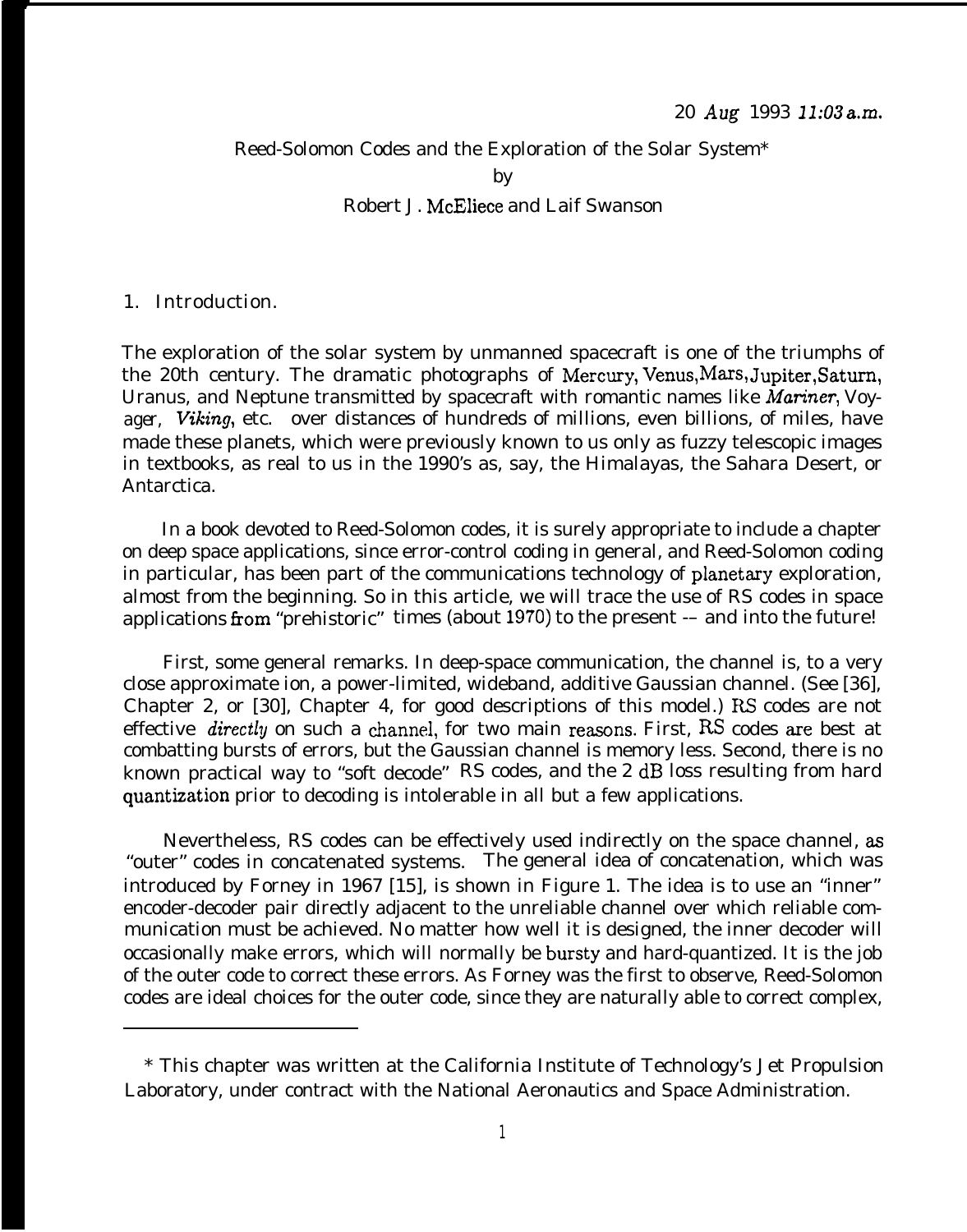20 Aug 1993 11:03 a.m.

# Reed-Solomon Codes and the Exploration of the Solar System*

by

Robert J. McEliece and Laif Swanson

## 1. Introduction.

The exploration of the solar system by unmanned spacecraft is one of the triumphs of the 20th century. The dramatic photographs of Mercury, Venus, Mars, Jupiter, Saturn, Uranus, and Neptune transmitted by spacecraft with romantic names like *Mariner*, *Voyager*, *Viking*, etc. over distances of hundreds of millions, even billions, of miles, have made these planets, which were previously known to us only as fuzzy telescopic images in textbooks, as real to us in the 1990's as, say, the Himalayas, the Sahara Desert, or Antarctica.

In a book devoted to Reed-Solomon codes, it is surely appropriate to include a chapter on deep space applications, since error-control coding in general, and Reed-Solomon coding in particular, has been part of the communications technology of planetary exploration, almost from the beginning. So in this article, we will trace the use of RS codes in space applications from "prehistoric" times (about 1970) to the present -- and into the future!

First, some general remarks. In deep-space communication, the channel is, to a very close approximate ion, a power-limited, wideband, additive Gaussian channel. (See [36], Chapter 2, or [30], Chapter 4, for good descriptions of this model.) RS codes are not effective *directly* on such a channel, for two main reasons. First, RS codes are best at combatting bursts of errors, but the Gaussian channel is memory less. Second, there is no known practical way to "soft decode" RS codes, and the 2 dB loss resulting from hard quantization prior to decoding is intolerable in all but a few applications.

Nevertheless, RS codes can be effectively used indirectly on the space channel, as "outer" codes in concatenated systems. The general idea of concatenation, which was introduced by Forney in 1967 [15], is shown in Figure 1. The idea is to use an "inner" encoder-decoder pair directly adjacent to the unreliable channel over which reliable communication must be achieved. No matter how well it is designed, the inner decoder will occasionally make errors, which will normally be bursty and hard-quantized. It is the job of the outer code to correct these errors. As Forney was the first to observe, Reed-Solomon codes are ideal choices for the outer code, since they are naturally able to correct complex,

---

\* This chapter was written at the California Institute of Technology's Jet Propulsion Laboratory, under contract with the National Aeronautics and Space Administration.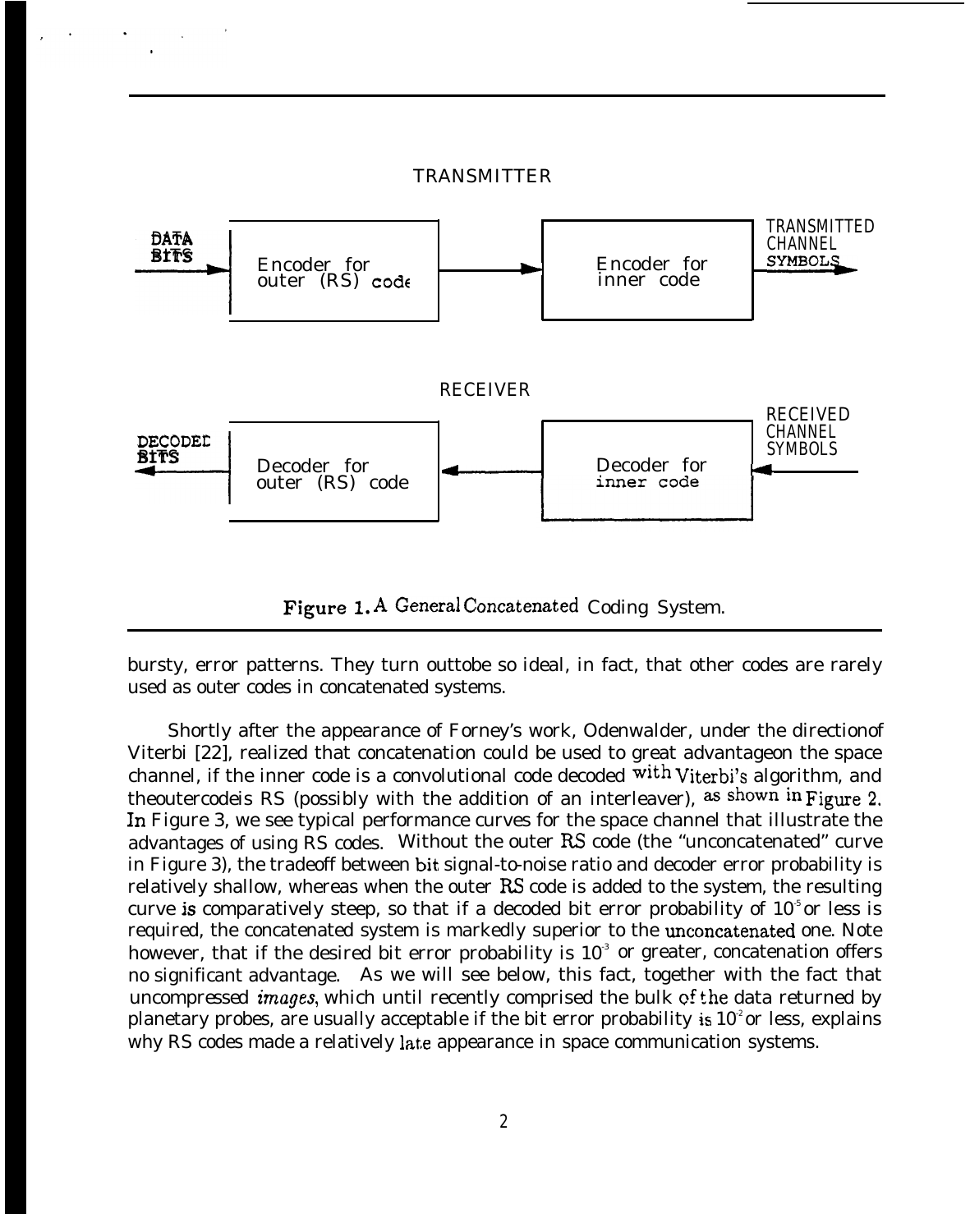TRANSMITTER

DATA BITS → Encoder for outer (RS) code → Encoder for inner code → TRANSMITTED CHANNEL SYMBOLS

RECEIVER

DECODED BITS ← Decoder for outer (RS) code ← Decoder for inner code ← RECEIVED CHANNEL SYMBOLS

**Figure 1.** A General Concatenated Coding System.

bursty, error patterns. They turn out to be so ideal, in fact, that other codes are rarely used as outer codes in concatenated systems.

Shortly after the appearance of Forney's work, Odenwalder, under the direction of Viterbi [22], realized that concatenation could be used to great advantage on the space channel, if the inner code is a convolutional code decoded with Viterbi's algorithm, and the outer code is RS (possibly with the addition of an interleaver), as shown in Figure 2. In Figure 3, we see typical performance curves for the space channel that illustrate the advantages of using RS codes. Without the outer RS code (the "unconcatenated" curve in Figure 3), the tradeoff between bit signal-to-noise ratio and decoder error probability is relatively shallow, whereas when the outer RS code is added to the system, the resulting curve is comparatively steep, so that if a decoded bit error probability of $10^{-5}$ or less is required, the concatenated system is markedly superior to the unconcatenated one. Note however, that if the desired bit error probability is $10^{-3}$ or greater, concatenation offers no significant advantage. As we will see below, this fact, together with the fact that uncompressed *images*, which until recently comprised the bulk of the data returned by planetary probes, are usually acceptable if the bit error probability is $10^{-2}$ or less, explains why RS codes made a relatively late appearance in space communication systems.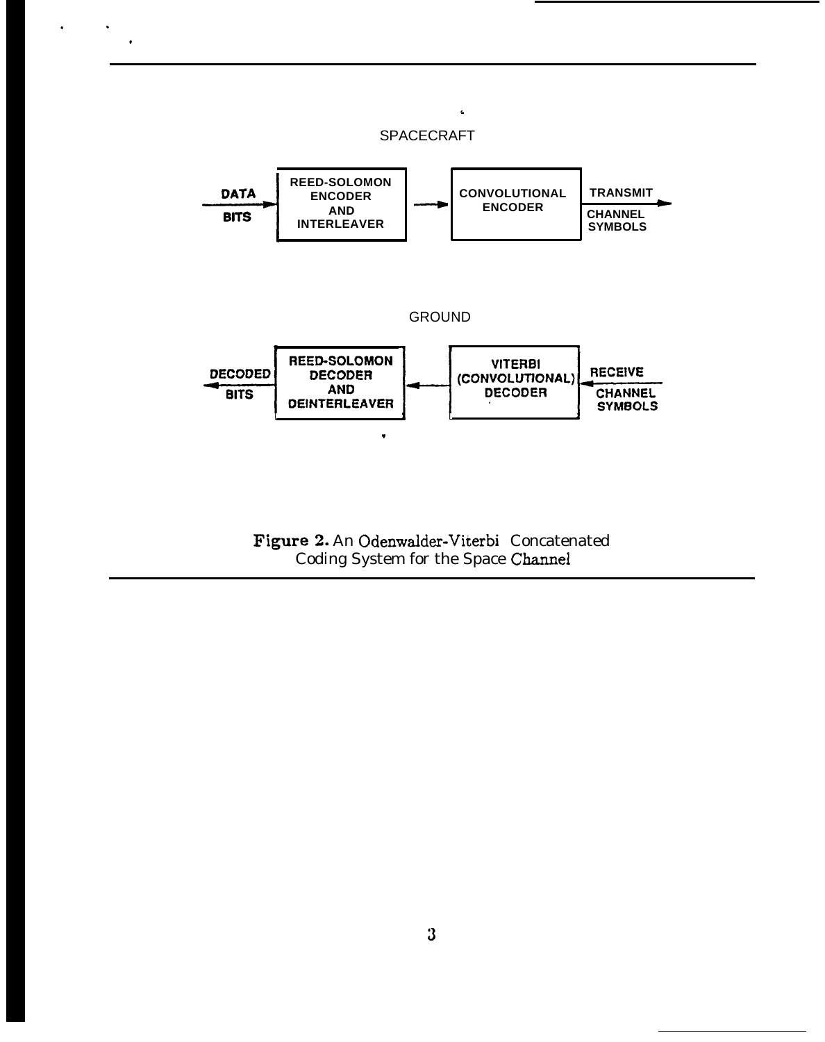SPACECRAFT

DATA BITS → REED-SOLOMON ENCODER AND INTERLEAVER → CONVOLUTIONAL ENCODER → TRANSMIT CHANNEL SYMBOLS

GROUND

DECODED BITS ← REED-SOLOMON DECODER AND DEINTERLEAVER ← VITERBI (CONVOLUTIONAL) DECODER ← RECEIVE CHANNEL SYMBOLS

**Figure 2.** An Odenwalder-Viterbi Concatenated Coding System for the Space Channel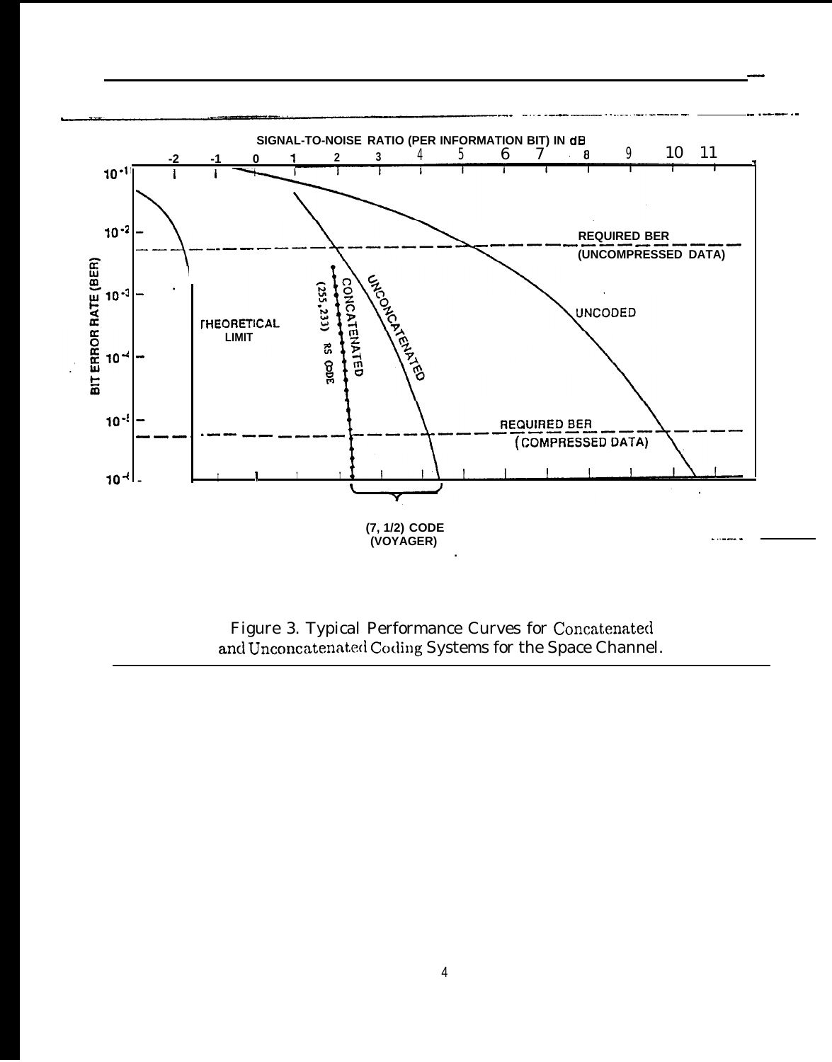Figure 3. Typical Performance Curves for Concatenated and Unconcatenated Coding Systems for the Space Channel.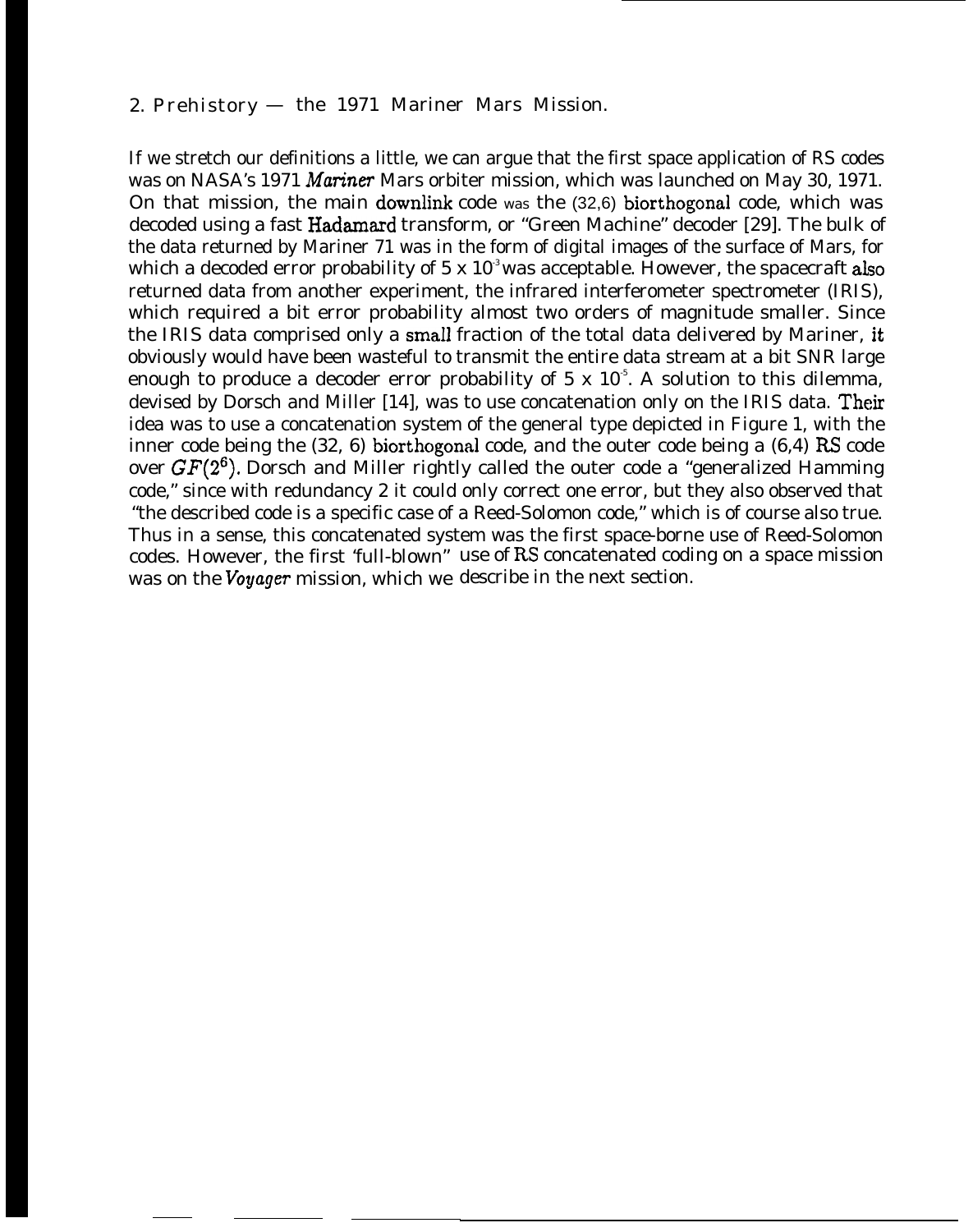## 2. Prehistory — the 1971 Mariner Mars Mission.

If we stretch our definitions a little, we can argue that the first space application of RS codes was on NASA's 1971 *Mariner* Mars orbiter mission, which was launched on May 30, 1971. On that mission, the main downlink code was the (32,6) biorthogonal code, which was decoded using a fast Hadamard transform, or "Green Machine" decoder [29]. The bulk of the data returned by Mariner 71 was in the form of digital images of the surface of Mars, for which a decoded error probability of $5 \times 10^{-3}$ was acceptable. However, the spacecraft also returned data from another experiment, the infrared interferometer spectrometer (IRIS), which required a bit error probability almost two orders of magnitude smaller. Since the IRIS data comprised only a small fraction of the total data delivered by Mariner, it obviously would have been wasteful to transmit the entire data stream at a bit SNR large enough to produce a decoder error probability of $5 \times 10^{-5}$. A solution to this dilemma, devised by Dorsch and Miller [14], was to use concatenation only on the IRIS data. Their idea was to use a concatenation system of the general type depicted in Figure 1, with the inner code being the (32, 6) biorthogonal code, and the outer code being a (6,4) RS code over $GF(2^6)$. Dorsch and Miller rightly called the outer code a "generalized Hamming code," since with redundancy 2 it could only correct one error, but they also observed that "the described code is a specific case of a Reed-Solomon code," which is of course also true. Thus in a sense, this concatenated system was the first space-borne use of Reed-Solomon codes. However, the first 'full-blown" use of RS concatenated coding on a space mission was on the *Voyager* mission, which we describe in the next section.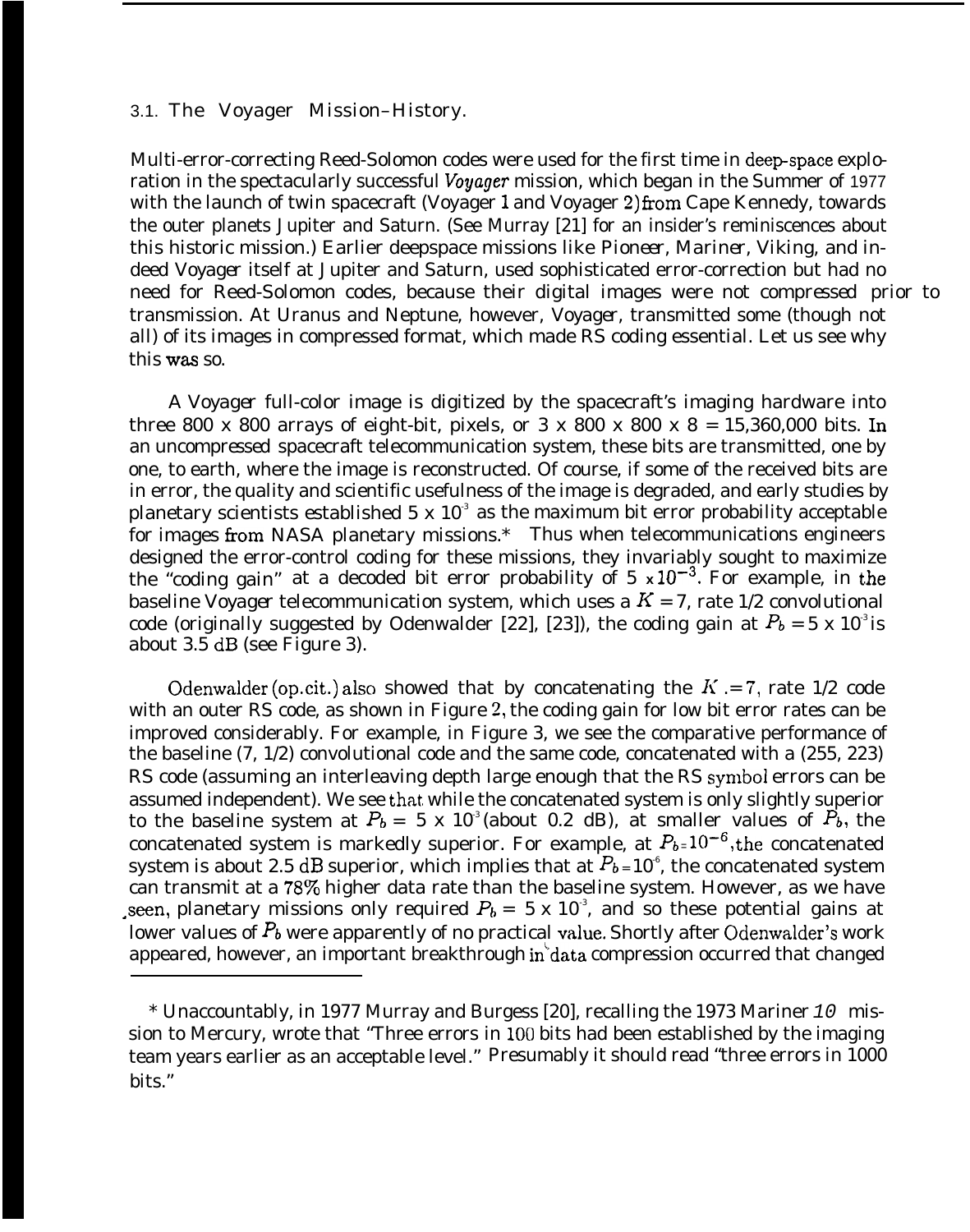### 3.1. The Voyager Mission–History.

Multi-error-correcting Reed-Solomon codes were used for the first time in deep-space exploration in the spectacularly successful *Voyager* mission, which began in the Summer of 1977 with the launch of twin spacecraft (Voyager 1 and Voyager 2) from Cape Kennedy, towards the outer planets Jupiter and Saturn. (See Murray [21] for an insider's reminiscences about this historic mission.) Earlier deepspace missions like *Pioneer*, *Mariner*, *Viking*, and indeed *Voyager* itself at Jupiter and Saturn, used sophisticated error-correction but had no need for Reed-Solomon codes, because their digital images were not compressed prior to transmission. At Uranus and Neptune, however, *Voyager*, transmitted some (though not all) of its images in compressed format, which made RS coding essential. Let us see why this was so.

A *Voyager* full-color image is digitized by the spacecraft's imaging hardware into three 800 x 800 arrays of eight-bit, pixels, or 3 x 800 x 800 x 8 = 15,360,000 bits. In an uncompressed spacecraft telecommunication system, these bits are transmitted, one by one, to earth, where the image is reconstructed. Of course, if some of the received bits are in error, the quality and scientific usefulness of the image is degraded, and early studies by planetary scientists established $5 \times 10^{-3}$ as the maximum bit error probability acceptable for images from NASA planetary missions.* Thus when telecommunications engineers designed the error-control coding for these missions, they invariably sought to maximize the "coding gain" at a decoded bit error probability of $5 \times 10^{-3}$. For example, in the baseline *Voyager* telecommunication system, which uses a $K = 7$, rate 1/2 convolutional code (originally suggested by Odenwalder [22], [23]), the coding gain at $P_b = 5 \times 10^{-3}$ is about 3.5 dB (see Figure 3).

Odenwalder (op.cit.) also showed that by concatenating the $K = 7$, rate 1/2 code with an outer RS code, as shown in Figure 2, the coding gain for low bit error rates can be improved considerably. For example, in Figure 3, we see the comparative performance of the baseline (7, 1/2) convolutional code and the same code, concatenated with a (255, 223) RS code (assuming an interleaving depth large enough that the RS symbol errors can be assumed independent). We see that while the concatenated system is only slightly superior to the baseline system at $P_b = 5 \times 10^{-3}$ (about 0.2 dB), at smaller values of $P_b$, the concatenated system is markedly superior. For example, at $P_b = 10^{-6}$, the concatenated system is about 2.5 dB superior, which implies that at $P_b = 10^{-6}$, the concatenated system can transmit at a 78% higher data rate than the baseline system. However, as we have seen, planetary missions only required $P_b = 5 \times 10^{-3}$, and so these potential gains at lower values of $P_b$ were apparently of no practical value. Shortly after Odenwalder's work appeared, however, an important breakthrough in data compression occurred that changed

---

\* Unaccountably, in 1977 Murray and Burgess [20], recalling the 1973 Mariner *10* mission to Mercury, wrote that "Three errors in 100 bits had been established by the imaging team years earlier as an acceptable level." Presumably it should read "three errors in 1000 bits."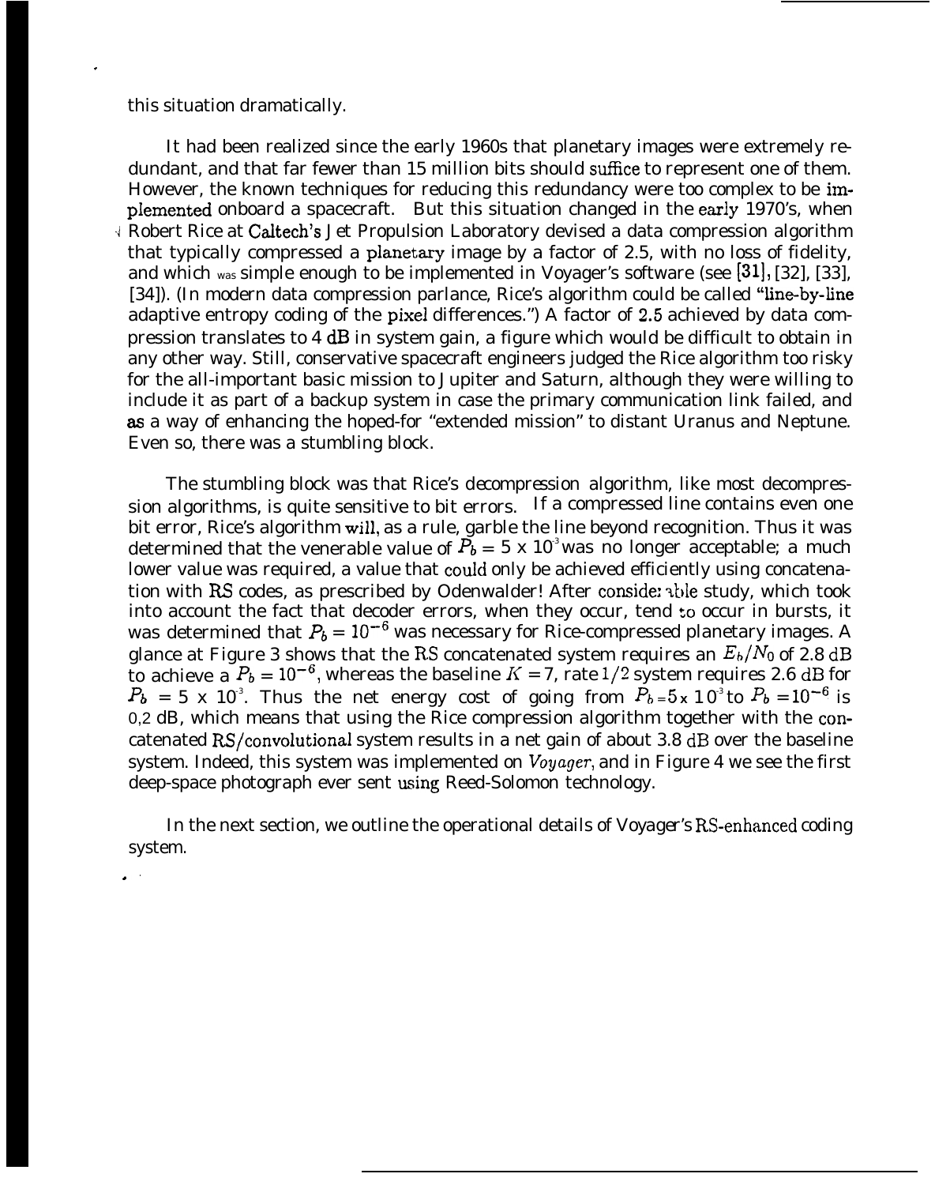this situation dramatically.

It had been realized since the early 1960s that planetary images were extremely redundant, and that far fewer than 15 million bits should suffice to represent one of them. However, the known techniques for reducing this redundancy were too complex to be implemented onboard a spacecraft. But this situation changed in the early 1970's, when Robert Rice at Caltech's Jet Propulsion Laboratory devised a data compression algorithm that typically compressed a planetary image by a factor of 2.5, with no loss of fidelity, and which was simple enough to be implemented in Voyager's software (see [31], [32], [33], [34]). (In modern data compression parlance, Rice's algorithm could be called "line-by-line adaptive entropy coding of the pixel differences.") A factor of 2.5 achieved by data compression translates to 4 dB in system gain, a figure which would be difficult to obtain in any other way. Still, conservative spacecraft engineers judged the Rice algorithm too risky for the all-important basic mission to Jupiter and Saturn, although they were willing to include it as part of a backup system in case the primary communication link failed, and as a way of enhancing the hoped-for "extended mission" to distant Uranus and Neptune. Even so, there was a stumbling block.

The stumbling block was that Rice's decompression algorithm, like most decompression algorithms, is quite sensitive to bit errors. If a compressed line contains even one bit error, Rice's algorithm will, as a rule, garble the line beyond recognition. Thus it was determined that the venerable value of $P_b = 5 \times 10^{-3}$ was no longer acceptable; a much lower value was required, a value that could only be achieved efficiently using concatenation with RS codes, as prescribed by Odenwalder! After considerable study, which took into account the fact that decoder errors, when they occur, tend to occur in bursts, it was determined that $P_b = 10^{-6}$ was necessary for Rice-compressed planetary images. A glance at Figure 3 shows that the RS concatenated system requires an $E_b/N_0$ of 2.8 dB to achieve a $P_b = 10^{-6}$, whereas the baseline $K = 7$, rate $1/2$ system requires 2.6 dB for $P_b = 5 \times 10^{-3}$. Thus the net energy cost of going from $P_b = 5 \times 10^{-3}$ to $P_b = 10^{-6}$ is 0,2 dB, which means that using the Rice compression algorithm together with the concatenated RS/convolutional system results in a net gain of about 3.8 dB over the baseline system. Indeed, this system was implemented on *Voyager*, and in Figure 4 we see the first deep-space photograph ever sent using Reed-Solomon technology.

In the next section, we outline the operational details of Voyager's RS-enhanced coding system.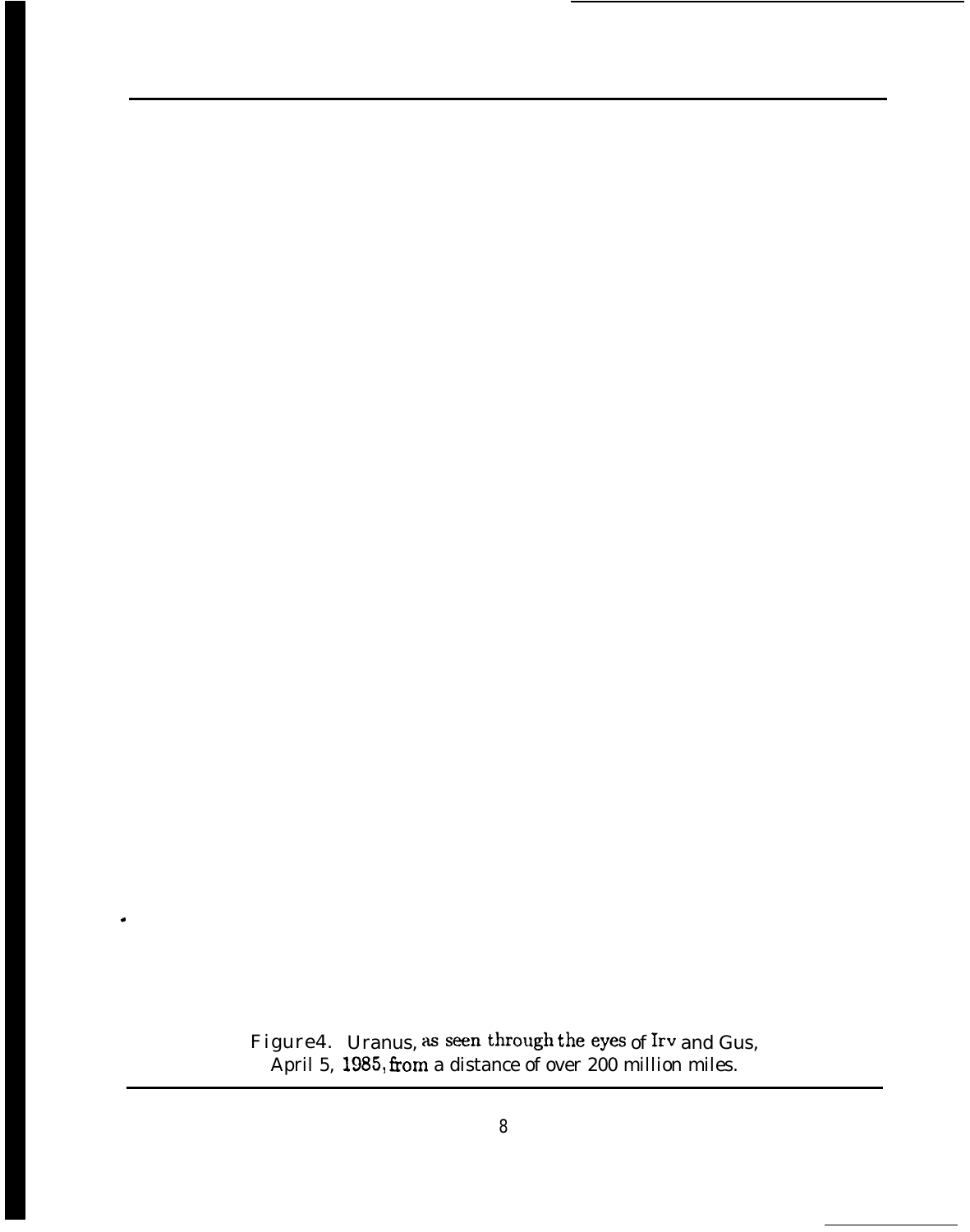Figure 4. Uranus, as seen through the eyes of Irv and Gus, April 5, 1985, from a distance of over 200 million miles.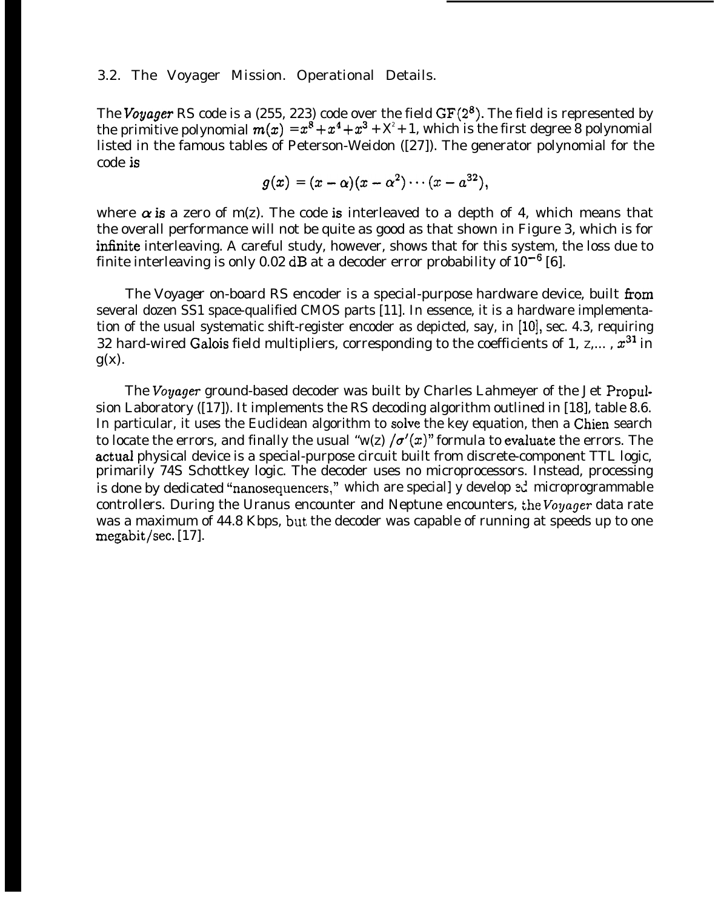### 3.2. The Voyager Mission. Operational Details.

The *Voyager* RS code is a (255, 223) code over the field $GF(2^8)$. The field is represented by the primitive polynomial $m(x) = x^8 + x^4 + x^3 + x^2 + 1$, which is the first degree 8 polynomial listed in the famous tables of Peterson-Weldon ([27]). The generator polynomial for the code is

$$g(x) = (x - \alpha)(x - \alpha^2) \cdots (x - a^{32}),$$

where $\alpha$ is a zero of m(z). The code is interleaved to a depth of 4, which means that the overall performance will not be quite as good as that shown in Figure 3, which is for infinite interleaving. A careful study, however, shows that for this system, the loss due to finite interleaving is only 0.02 dB at a decoder error probability of $10^{-6}$ [6].

The Voyager on-board RS encoder is a special-purpose hardware device, built from several dozen SS1 space-qualified CMOS parts [11]. In essence, it is a hardware implementation of the usual systematic shift-register encoder as depicted, say, in [10], sec. 4.3, requiring 32 hard-wired Galois field multipliers, corresponding to the coefficients of 1, z,... , $x^{31}$ in g(x).

The *Voyager* ground-based decoder was built by Charles Lahmeyer of the Jet Propulsion Laboratory ([17]). It implements the RS decoding algorithm outlined in [18], table 8.6. In particular, it uses the Euclidean algorithm to solve the key equation, then a Chien search to locate the errors, and finally the usual "w(z) $/\sigma'(x)$" formula to evaluate the errors. The actual physical device is a special-purpose circuit built from discrete-component TTL logic, primarily 74S Schottkey logic. The decoder uses no microprocessors. Instead, processing is done by dedicated "nanosequencers," which are special] y develop ed microprogrammable controllers. During the Uranus encounter and Neptune encounters, the *Voyager* data rate was a maximum of 44.8 Kbps, but the decoder was capable of running at speeds up to one megabit/sec. [17].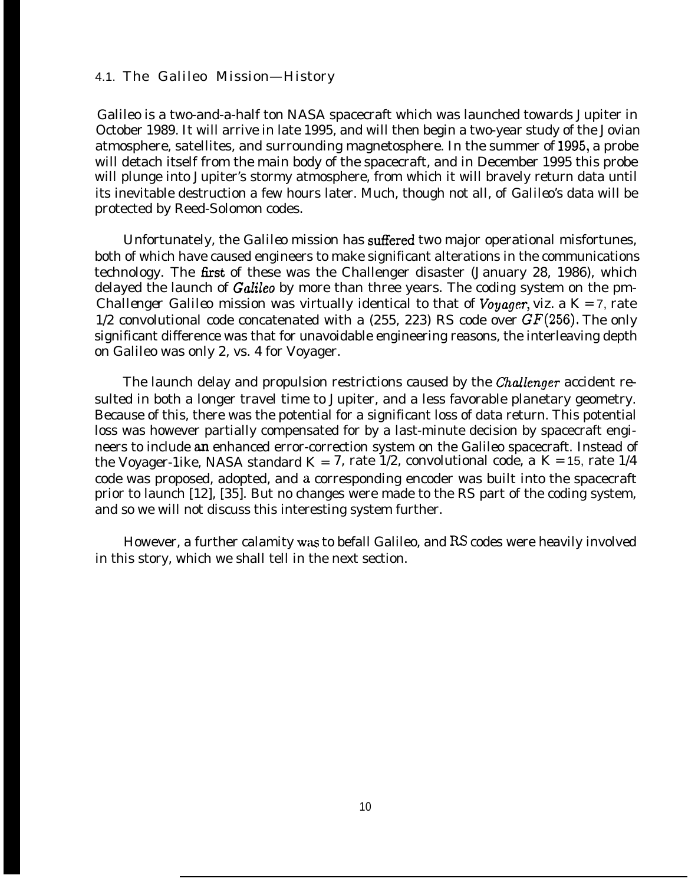### 4.1. The Galileo Mission—History

Galileo is a two-and-a-half ton NASA spacecraft which was launched towards Jupiter in October 1989. It will arrive in late 1995, and will then begin a two-year study of the Jovian atmosphere, satellites, and surrounding magnetosphere. In the summer of 1995, a probe will detach itself from the main body of the spacecraft, and in December 1995 this probe will plunge into Jupiter's stormy atmosphere, from which it will bravely return data until its inevitable destruction a few hours later. Much, though not all, of Galileo's data will be protected by Reed-Solomon codes.

Unfortunately, the Galileo mission has suffered two major operational misfortunes, both of which have caused engineers to make significant alterations in the communications technology. The first of these was the Challenger disaster (January 28, 1986), which delayed the launch of *Galileo* by more than three years. The coding system on the pm-Challenger Galileo mission was virtually identical to that of *Voyager*, viz. a $K = 7$, rate 1/2 convolutional code concatenated with a (255, 223) RS code over $GF(256)$. The only significant difference was that for unavoidable engineering reasons, the interleaving depth on Galileo was only 2, vs. 4 for Voyager.

The launch delay and propulsion restrictions caused by the *Challenger* accident resulted in both a longer travel time to Jupiter, and a less favorable planetary geometry. Because of this, there was the potential for a significant loss of data return. This potential loss was however partially compensated for by a last-minute decision by spacecraft engineers to include an enhanced error-correction system on the Galileo spacecraft. Instead of the Voyager-1ike, NASA standard $K = 7$, rate 1/2, convolutional code, a $K = 15$, rate 1/4 code was proposed, adopted, and a corresponding encoder was built into the spacecraft prior to launch [12], [35]. But no changes were made to the RS part of the coding system, and so we will not discuss this interesting system further.

However, a further calamity was to befall Galileo, and RS codes were heavily involved in this story, which we shall tell in the next section.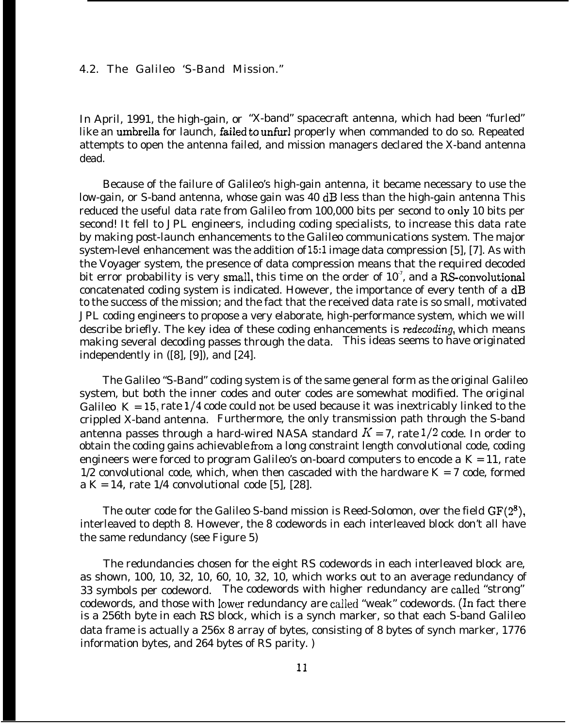### 4.2. The Galileo 'S-Band Mission."

In April, 1991, the high-gain, or "X-band" spacecraft antenna, which had been "furled" like an umbrella for launch, failed to unfurl properly when commanded to do so. Repeated attempts to open the antenna failed, and mission managers declared the X-band antenna dead.

Because of the failure of Galileo's high-gain antenna, it became necessary to use the low-gain, or S-band antenna, whose gain was 40 dB less than the high-gain antenna This reduced the useful data rate from Galileo from 100,000 bits per second to only 10 bits per second! It fell to JPL engineers, including coding specialists, to increase this data rate by making post-launch enhancements to the Galileo communications system. The major system-level enhancement was the addition of 15:1 image data compression [5], [7]. As with the Voyager system, the presence of data compression means that the required decoded bit error probability is very small, this time on the order of $10^{-7}$, and a RS-convolutional concatenated coding system is indicated. However, the importance of every tenth of a dB to the success of the mission; and the fact that the received data rate is so small, motivated JPL coding engineers to propose a very elaborate, high-performance system, which we will describe briefly. The key idea of these coding enhancements is *redecoding*, which means making several decoding passes through the data. This ideas seems to have originated independently in ([8], [9]), and [24].

The Galileo "S-Band" coding system is of the same general form as the original Galileo system, but both the inner codes and outer codes are somewhat modified. The original Galileo $K = 15$, rate $1/4$ code could not be used because it was inextricably linked to the crippled X-band antenna. Furthermore, the only transmission path through the S-band antenna passes through a hard-wired NASA standard $K = 7$, rate $1/2$ code. In order to obtain the coding gains achievable from a long constraint length convolutional code, coding engineers were forced to program Galileo's on-board computers to encode a $K = 11$, rate $1/2$ convolutional code, which, when then cascaded with the hardware $K = 7$ code, formed a $K = 14$, rate $1/4$ convolutional code [5], [28].

The outer code for the Galileo S-band mission is Reed-Solomon, over the field $GF(2^8)$, interleaved to depth 8. However, the 8 codewords in each interleaved block don't all have the same redundancy (see Figure 5)

The redundancies chosen for the eight RS codewords in each interleaved block are, as shown, 100, 10, 32, 10, 60, 10, 32, 10, which works out to an average redundancy of 33 symbols per codeword. The codewords with higher redundancy are called "strong" codewords, and those with lower redundancy are called "weak" codewords. (In fact there is a 256th byte in each RS block, which is a synch marker, so that each S-band Galileo data frame is actually a 256x 8 array of bytes, consisting of 8 bytes of synch marker, 1776 information bytes, and 264 bytes of RS parity. )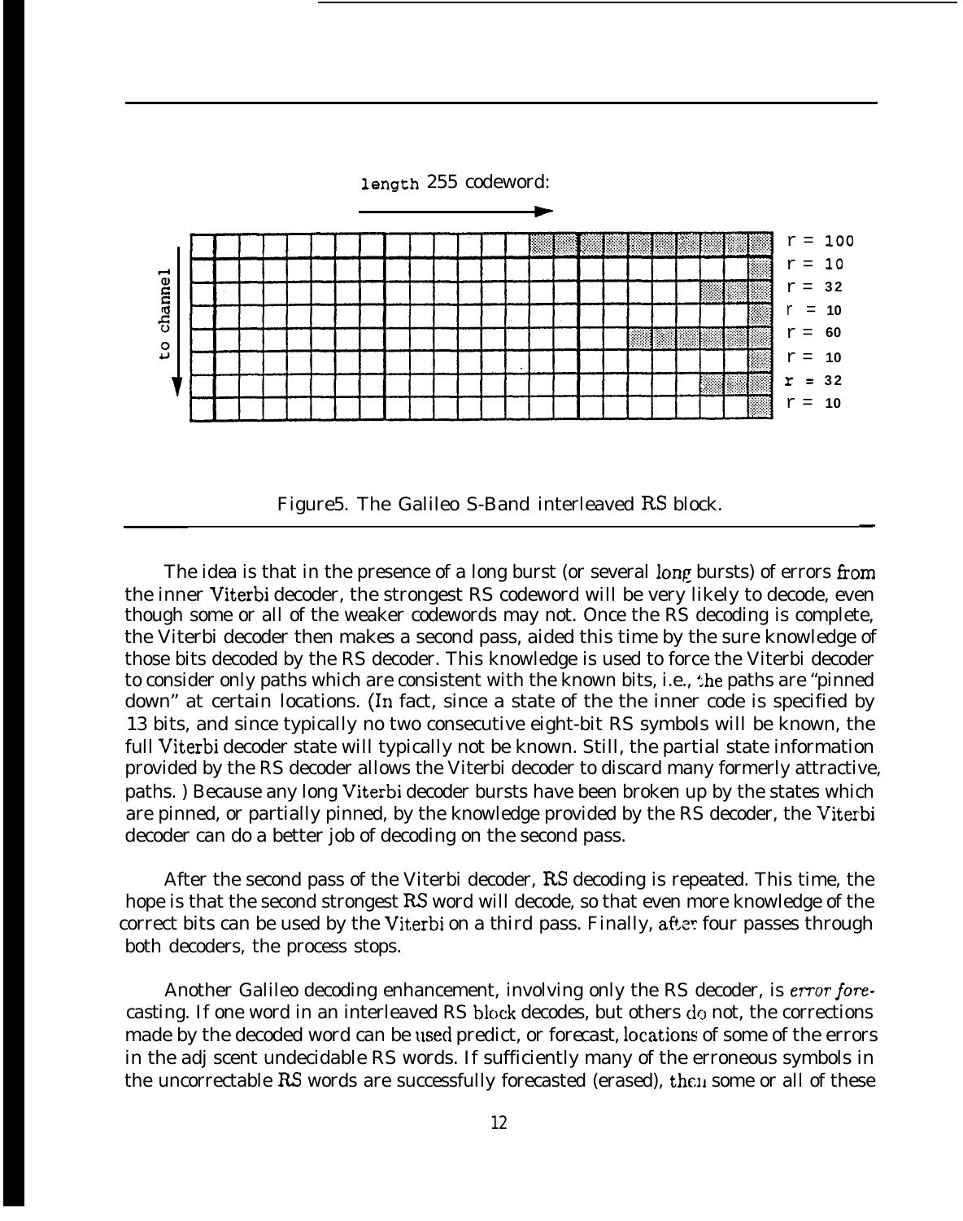length 255 codeword:

to channel

r = 100
r = 10
r = 32
r = 10
r = 60
r = 10
r = 32
r = 10

Figure5. The Galileo S-Band interleaved RS block.

The idea is that in the presence of a long burst (or several long bursts) of errors from the inner Viterbi decoder, the strongest RS codeword will be very likely to decode, even though some or all of the weaker codewords may not. Once the RS decoding is complete, the Viterbi decoder then makes a second pass, aided this time by the sure knowledge of those bits decoded by the RS decoder. This knowledge is used to force the Viterbi decoder to consider only paths which are consistent with the known bits, i.e., the paths are "pinned down" at certain locations. (In fact, since a state of the the inner code is specified by 13 bits, and since typically no two consecutive eight-bit RS symbols will be known, the full Viterbi decoder state will typically not be known. Still, the partial state information provided by the RS decoder allows the Viterbi decoder to discard many formerly attractive, paths. ) Because any long Viterbi decoder bursts have been broken up by the states which are pinned, or partially pinned, by the knowledge provided by the RS decoder, the Viterbi decoder can do a better job of decoding on the second pass.

After the second pass of the Viterbi decoder, RS decoding is repeated. This time, the hope is that the second strongest RS word will decode, so that even more knowledge of the correct bits can be used by the Viterbi on a third pass. Finally, after four passes through both decoders, the process stops.

Another Galileo decoding enhancement, involving only the RS decoder, is *error forecasting*. If one word in an interleaved RS block decodes, but others do not, the corrections made by the decoded word can be used predict, or forecast, locations of some of the errors in the adj scent undecidable RS words. If sufficiently many of the erroneous symbols in the uncorrectable RS words are successfully forecasted (erased), then some or all of these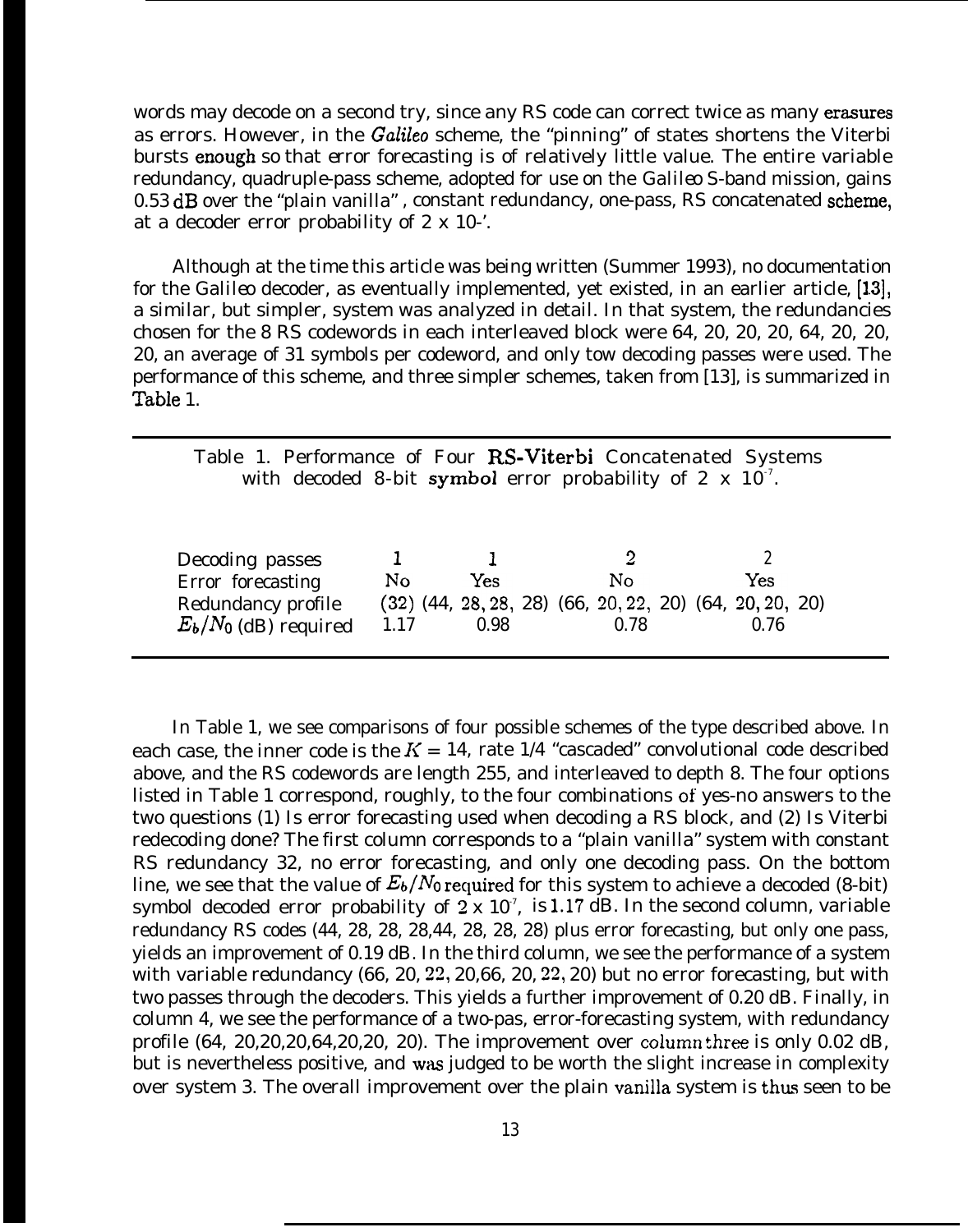words may decode on a second try, since any RS code can correct twice as many erasures as errors. However, in the *Galileo* scheme, the "pinning" of states shortens the Viterbi bursts enough so that error forecasting is of relatively little value. The entire variable redundancy, quadruple-pass scheme, adopted for use on the Galileo S-band mission, gains 0.53 dB over the "plain vanilla" , constant redundancy, one-pass, RS concatenated scheme, at a decoder error probability of 2 x 10-'.

Although at the time this article was being written (Summer 1993), no documentation for the Galileo decoder, as eventually implemented, yet existed, in an earlier article, [13], a similar, but simpler, system was analyzed in detail. In that system, the redundancies chosen for the 8 RS codewords in each interleaved block were 64, 20, 20, 20, 64, 20, 20, 20, an average of 31 symbols per codeword, and only tow decoding passes were used. The performance of this scheme, and three simpler schemes, taken from [13], is summarized in Table 1.

Table 1. Performance of Four RS-Viterbi Concatenated Systems with decoded 8-bit symbol error probability of $2 \times 10^{-7}$.

| Decoding passes | 1 | 1 | 2 | 2 |
|---|---|---|---|---|
| Error forecasting | No | Yes | No | Yes |
| Redundancy profile | (32) | (44, 28, 28, 28) | (66, 20, 22, 20) | (64, 20, 20, 20) |
| $E_b/N_0$ (dB) required | 1.17 | 0.98 | 0.78 | 0.76 |

In Table 1, we see comparisons of four possible schemes of the type described above. In each case, the inner code is the $K = 14$, rate 1/4 "cascaded" convolutional code described above, and the RS codewords are length 255, and interleaved to depth 8. The four options listed in Table 1 correspond, roughly, to the four combinations of yes-no answers to the two questions (1) Is error forecasting used when decoding a RS block, and (2) Is Viterbi redecoding done? The first column corresponds to a "plain vanilla" system with constant RS redundancy 32, no error forecasting, and only one decoding pass. On the bottom line, we see that the value of $E_b/N_0$ required for this system to achieve a decoded (8-bit) symbol decoded error probability of $2 \times 10^{-7}$, is 1.17 dB. In the second column, variable redundancy RS codes (44, 28, 28, 28,44, 28, 28, 28) plus error forecasting, but only one pass, yields an improvement of 0.19 dB. In the third column, we see the performance of a system with variable redundancy (66, 20, 22, 20,66, 20, 22, 20) but no error forecasting, but with two passes through the decoders. This yields a further improvement of 0.20 dB. Finally, in column 4, we see the performance of a two-pas, error-forecasting system, with redundancy profile (64, 20,20,20,64,20,20, 20). The improvement over column three is only 0.02 dB, but is nevertheless positive, and was judged to be worth the slight increase in complexity over system 3. The overall improvement over the plain vanilla system is thus seen to be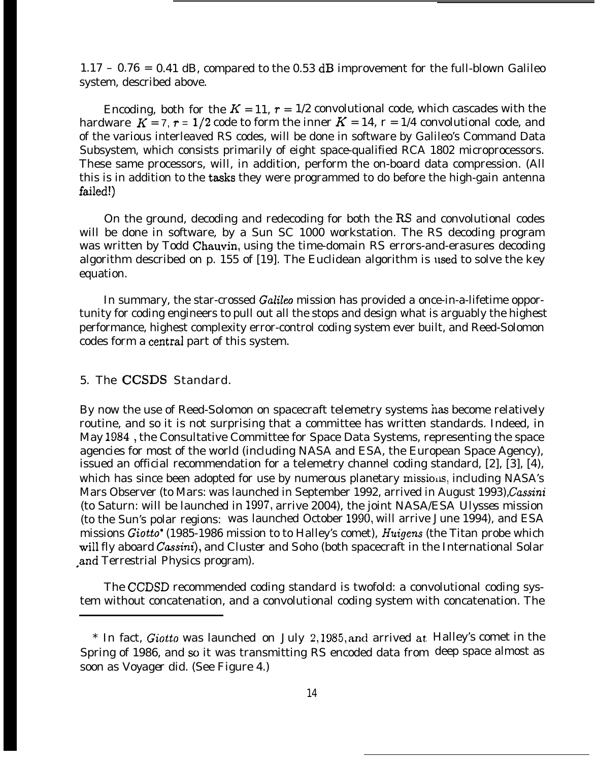1.17 – 0.76 = 0.41 dB, compared to the 0.53 dB improvement for the full-blown Galileo system, described above.

Encoding, both for the $K = 11$, $r = 1/2$ convolutional code, which cascades with the hardware $K = 7$, $r = 1/2$ code to form the inner $K = 14$, $r = 1/4$ convolutional code, and of the various interleaved RS codes, will be done in software by Galileo's Command Data Subsystem, which consists primarily of eight space-qualified RCA 1802 microprocessors. These same processors, will, in addition, perform the on-board data compression. (All this is in addition to the tasks they were programmed to do before the high-gain antenna failed!)

On the ground, decoding and redecoding for both the RS and convolutional codes will be done in software, by a Sun SC 1000 workstation. The RS decoding program was written by Todd Chauvin, using the time-domain RS errors-and-erasures decoding algorithm described on p. 155 of [19]. The Euclidean algorithm is used to solve the key equation.

In summary, the star-crossed *Galileo* mission has provided a once-in-a-lifetime opportunity for coding engineers to pull out all the stops and design what is arguably the highest performance, highest complexity error-control coding system ever built, and Reed-Solomon codes form a central part of this system.

## 5. The CCSDS Standard.

By now the use of Reed-Solomon on spacecraft telemetry systems has become relatively routine, and so it is not surprising that a committee has written standards. Indeed, in May 1984 , the Consultative Committee for Space Data Systems, representing the space agencies for most of the world (including NASA and ESA, the European Space Agency), issued an official recommendation for a telemetry channel coding standard, [2], [3], [4), which has since been adopted for use by numerous planetary missions, including NASA's Mars Observer (to Mars: was launched in September 1992, arrived in August 1993),*Cassini* (to Saturn: will be launched in 1997, arrive 2004), the joint NASA/ESA Ulysses mission (to the Sun's polar regions: was launched October 1990, will arrive June 1994), and ESA missions *Giotto** (1985-1986 mission to to Halley's comet), *Huigens* (the Titan probe which will fly aboard *Cassini*), and Cluster and Soho (both spacecraft in the International Solar and Terrestrial Physics program).

The CCDSD recommended coding standard is twofold: a convolutional coding system without concatenation, and a convolutional coding system with concatenation. The

\* In fact, *Giotto* was launched on July 2,1985, and arrived at Halley's comet in the Spring of 1986, and so it was transmitting RS encoded data from deep space almost as soon as Voyager did. (See Figure 4.)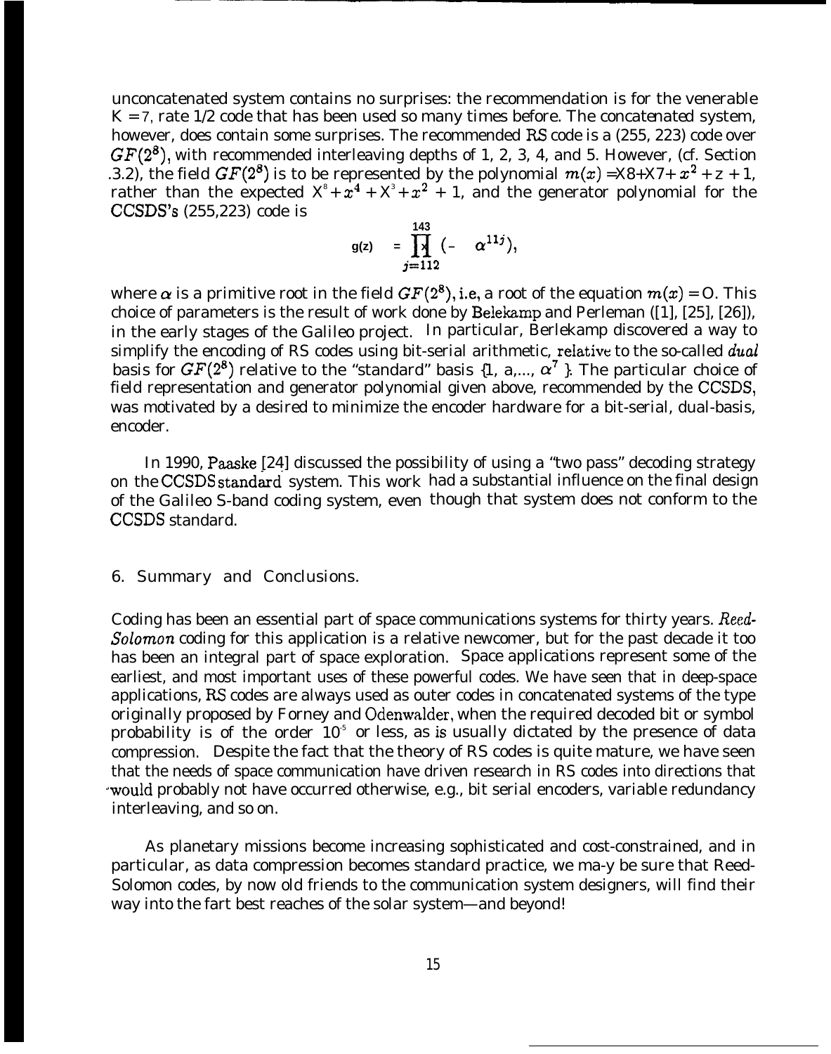unconcatenated system contains no surprises: the recommendation is for the venerable $K = 7$, rate 1/2 code that has been used so many times before. The *concatenated* system, however, does contain some surprises. The recommended RS code is a (255, 223) code over $GF(2^8)$, with recommended interleaving depths of 1, 2, 3, 4, and 5. However, (cf. Section .3.2), the field $GF(2^8)$ is to be represented by the polynomial $m(x) = x^8 + x^7 + x^2 + x + 1$, rather than the expected $x^8 + x^4 + x^3 + x^2 + 1$, and the generator polynomial for the CCSDS's (255,223) code is

$$g(z) = \prod_{j=112}^{143} (z - \alpha^{11j}),$$

where $\alpha$ is a primitive root in the field $GF(2^8)$, i.e., a root of the equation $m(x) = 0$. This choice of parameters is the result of work done by Berlekamp and Perleman ([1], [25], [26]), in the early stages of the Galileo project. In particular, Berlekamp discovered a way to simplify the encoding of RS codes using bit-serial arithmetic, relative to the so-called *dual* basis for $GF(2^8)$ relative to the "standard" basis $\{1, \alpha, \ldots, \alpha^7\}$. The particular choice of field representation and generator polynomial given above, recommended by the CCSDS, was motivated by a desired to minimize the encoder hardware for a bit-serial, dual-basis, encoder.

In 1990, Paaske [24] discussed the possibility of using a "two pass" decoding strategy on the CCSDS standard system. This work had a substantial influence on the final design of the Galileo S-band coding system, even though that system does not conform to the CCSDS standard.

## 6. Summary and Conclusions.

Coding has been an essential part of space communications systems for thirty years. *Reed-Solomon* coding for this application is a relative newcomer, but for the past decade it too has been an integral part of space exploration. Space applications represent some of the earliest, and most important uses of these powerful codes. We have seen that in deep-space applications, RS codes are always used as outer codes in concatenated systems of the type originally proposed by Forney and Odenwalder, when the required decoded bit or symbol probability is of the order $10^{-5}$ or less, as is usually dictated by the presence of data compression. Despite the fact that the theory of RS codes is quite mature, we have seen that the needs of space communication have driven research in RS codes into directions that would probably not have occurred otherwise, e.g., bit serial encoders, variable redundancy interleaving, and so on.

As planetary missions become increasing sophisticated and cost-constrained, and in particular, as data compression becomes standard practice, we ma-y be sure that Reed-Solomon codes, by now old friends to the communication system designers, will find their way into the fart best reaches of the solar system—and beyond!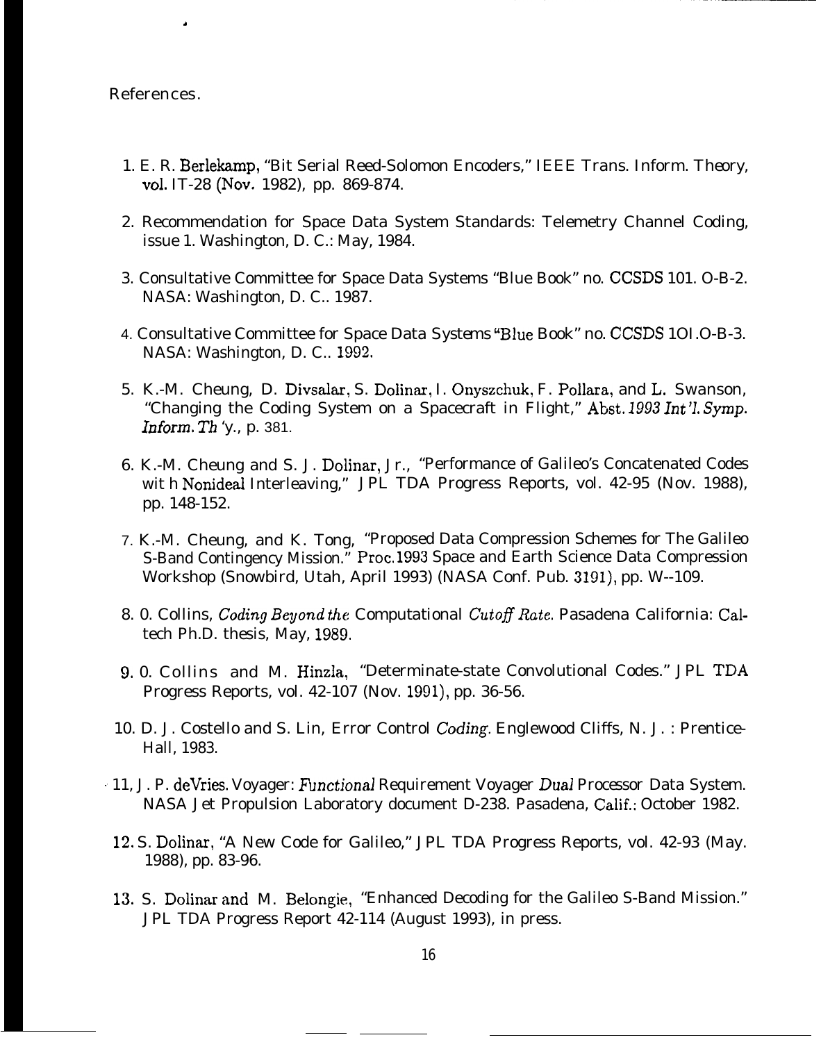References.

1. E. R. Berlekamp, "Bit Serial Reed-Solomon Encoders," IEEE Trans. Inform. Theory, vol. IT-28 (Nov. 1982), pp. 869-874.

2. Recommendation for Space Data System Standards: Telemetry Channel Coding, issue 1. Washington, D. C.: May, 1984.

3. Consultative Committee for Space Data Systems "Blue Book" no. CCSDS 101. O-B-2. NASA: Washington, D. C.. 1987.

4. Consultative Committee for Space Data Systems "Blue Book" no. CCSDS 1OI.O-B-3. NASA: Washington, D. C.. 1992.

5. K.-M. Cheung, D. Divsalar, S. Dolinar, I. Onyszchuk, F. Pollara, and L. Swanson, "Changing the Coding System on a Spacecraft in Flight," *Abst. 1993 Int'l. Symp. Inform. Th'y.*, p. 381.

6. K.-M. Cheung and S. J. Dolinar, Jr., "Performance of Galileo's Concatenated Codes wit h Nonideal Interleaving," JPL TDA Progress Reports, vol. 42-95 (Nov. 1988), pp. 148-152.

7. K.-M. Cheung, and K. Tong, "Proposed Data Compression Schemes for The Galileo S-Band Contingency Mission." Proc. 1993 Space and Earth Science Data Compression Workshop (Snowbird, Utah, April 1993) (NASA Conf. Pub. 3191), pp. W--109.

8. 0. Collins, *Coding Beyond the* Computational *Cutoff Rate*. Pasadena California: Caltech Ph.D. thesis, May, 1989.

9. 0. Collins and M. Hinzla, "Determinate-state Convolutional Codes." JPL TDA Progress Reports, vol. 42-107 (Nov. 1991), pp. 36-56.

10. D. J. Costello and S. Lin, Error Control *Coding*. Englewood Cliffs, N. J. : Prentice-Hall, 1983.

11. J. P. deVries. Voyager: *Functional* Requirement Voyager *Dual* Processor Data System. NASA Jet Propulsion Laboratory document D-238. Pasadena, Calif.: October 1982.

12. S. Dolinar, "A New Code for Galileo," JPL TDA Progress Reports, vol. 42-93 (May. 1988), pp. 83-96.

13. S. Dolinar and M. Belongie, "Enhanced Decoding for the Galileo S-Band Mission." JPL TDA Progress Report 42-114 (August 1993), in press.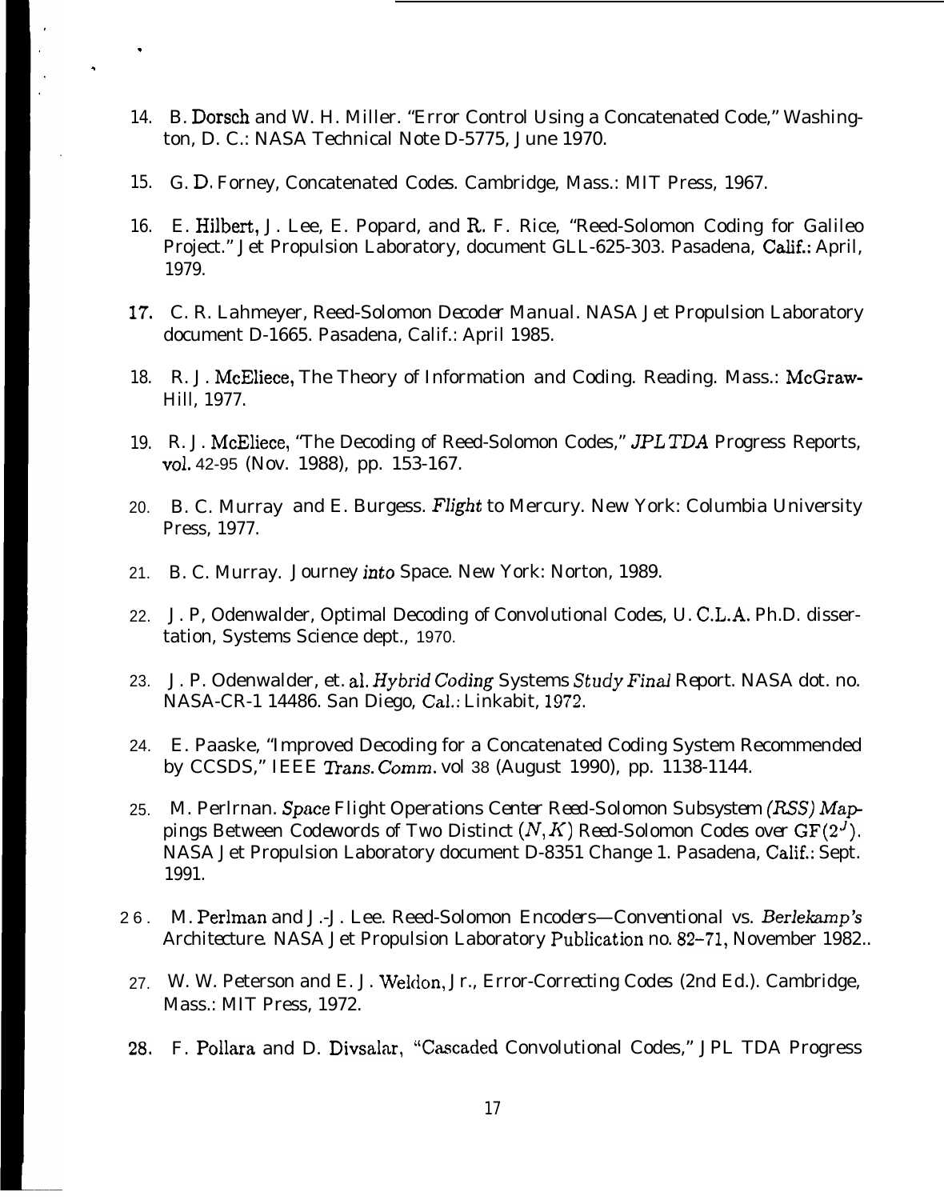14. B. Dorsch and W. H. Miller. "Error Control Using a Concatenated Code," Washington, D. C.: NASA Technical Note D-5775, June 1970.

15. G. D. Forney, Concatenated Codes. Cambridge, Mass.: MIT Press, 1967.

16. E. Hilbert, J. Lee, E. Popard, and R. F. Rice, "Reed-Solomon Coding for Galileo Project." Jet Propulsion Laboratory, document GLL-625-303. Pasadena, Calif.: April, 1979.

17. C. R. Lahmeyer, Reed-Solomon Decoder Manual. NASA Jet Propulsion Laboratory document D-1665. Pasadena, Calif.: April 1985.

18. R. J. McEliece, The Theory of Information and Coding. Reading. Mass.: McGraw-Hill, 1977.

19. R. J. McEliece, "The Decoding of Reed-Solomon Codes," *JPL TDA* Progress Reports, vol. 42-95 (Nov. 1988), pp. 153-167.

20. B. C. Murray and E. Burgess. *Flight* to Mercury. New York: Columbia University Press, 1977.

21. B. C. Murray. Journey *into* Space. New York: Norton, 1989.

22. J. P, Odenwalder, Optimal Decoding of Convolutional Codes, U. C.L.A. Ph.D. dissertation, Systems Science dept., 1970.

23. J. P. Odenwalder, et. al. *Hybrid Coding* Systems *Study Final* Report. NASA dot. no. NASA-CR-1 14486. San Diego, Cal.: Linkabit, 1972.

24. E. Paaske, "Improved Decoding for a Concatenated Coding System Recommended by CCSDS," IEEE *Trans. Comm.* vol 38 (August 1990), pp. 1138-1144.

25. M. Perlrnan. *Space* Flight Operations Center Reed-Solomon Subsystem *(RSS) Mappings* Between Codewords of Two Distinct $(N, K)$ Reed-Solomon Codes over $GF(2^J)$. NASA Jet Propulsion Laboratory document D-8351 Change 1. Pasadena, Calif.: Sept. 1991.

26. M. Perlman and J.-J. Lee. Reed-Solomon Encoders—Conventional vs. *Berlekamp's* Architecture. NASA Jet Propulsion Laboratory Publication no. 82–71, November 1982..

27. W. W. Peterson and E. J. Weldon, Jr., Error-Correcting Codes (2nd Ed.). Cambridge, Mass.: MIT Press, 1972.

28. F. Pollara and D. Divsalar, "Cascaded Convolutional Codes," JPL TDA Progress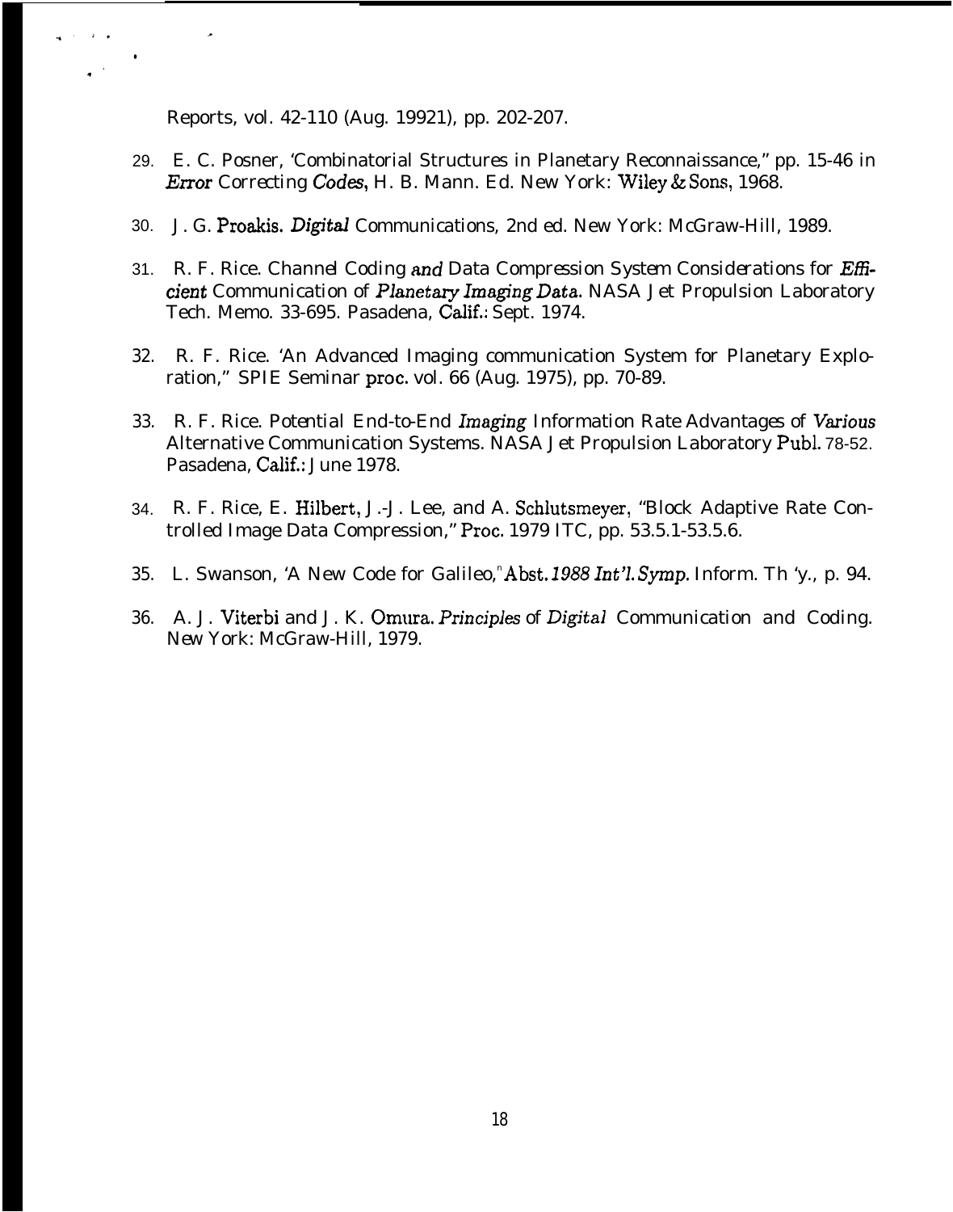Reports, vol. 42-110 (Aug. 19921), pp. 202-207.

29. E. C. Posner, 'Combinatorial Structures in Planetary Reconnaissance," pp. 15-46 in *Error* Correcting *Codes*, H. B. Mann. Ed. New York: Wiley & Sons, 1968.

30. J. G. Proakis. *Digital* Communications, 2nd ed. New York: McGraw-Hill, 1989.

31. R. F. Rice. Channel Coding *and* Data Compression System Considerations for *Efficient* Communication of *Planetary Imaging Data*. NASA Jet Propulsion Laboratory Tech. Memo. 33-695. Pasadena, Calif.: Sept. 1974.

32. R. F. Rice. 'An Advanced Imaging communication System for Planetary Exploration," SPIE Seminar proc. vol. 66 (Aug. 1975), pp. 70-89.

33. R. F. Rice. Potential End-to-End *Imaging* Information Rate Advantages of *Various* Alternative Communication Systems. NASA Jet Propulsion Laboratory Publ. 78-52. Pasadena, Calif.: June 1978.

34. R. F. Rice, E. Hilbert, J.-J. Lee, and A. Schlutsmeyer, "Block Adaptive Rate Controlled Image Data Compression," Proc. 1979 ITC, pp. 53.5.1-53.5.6.

35. L. Swanson, 'A New Code for Galileo," Abst. *1988 Int'l. Symp.* Inform. Th 'y., p. 94.

36. A. J. Viterbi and J. K. Omura. *Principles* of *Digital* Communication and Coding. New York: McGraw-Hill, 1979.